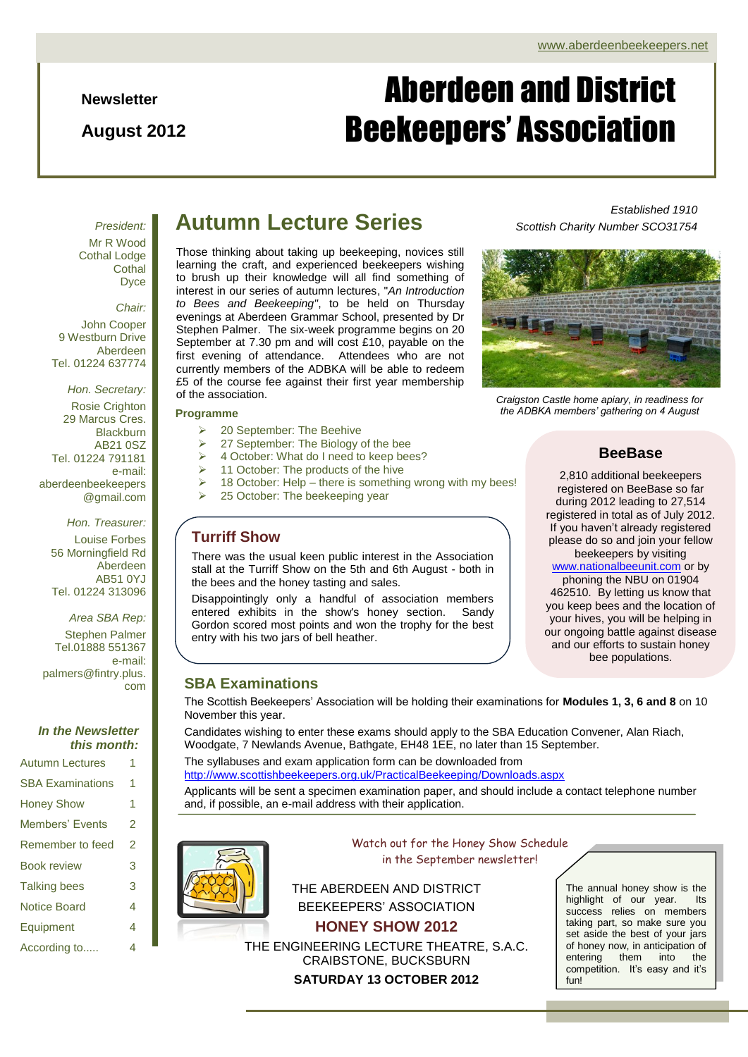www.aberdeenbeekeepers.net

**Newsletter**

**August 2012**

# Aberdeen and District Beekeepers' Association

*Established 1910*
*Scottish Charity Number SCO31754*

*President:*
Mr R Wood
Cothal Lodge
Cothal
Dyce

*Chair:*
John Cooper
9 Westburn Drive
Aberdeen
Tel. 01224 637774

*Hon. Secretary:*
Rosie Crighton
29 Marcus Cres.
Blackburn
AB21 0SZ
Tel. 01224 791181
e-mail:
aberdeenbeekeepers@gmail.com

*Hon. Treasurer:*
Louise Forbes
56 Morningfield Rd
Aberdeen
AB51 0YJ
Tel. 01224 313096

*Area SBA Rep:*
Stephen Palmer
Tel.01888 551367
e-mail:
palmers@fintry.plus.com

***In the Newsletter this month:***

| | |
|---|---|
| Autumn Lectures | 1 |
| SBA Examinations | 1 |
| Honey Show | 1 |
| Members' Events | 2 |
| Remember to feed | 2 |
| Book review | 3 |
| Talking bees | 3 |
| Notice Board | 4 |
| Equipment | 4 |
| According to..... | 4 |

## Autumn Lecture Series

Those thinking about taking up beekeeping, novices still learning the craft, and experienced beekeepers wishing to brush up their knowledge will all find something of interest in our series of autumn lectures, "*An Introduction to Bees and Beekeeping"*, to be held on Thursday evenings at Aberdeen Grammar School, presented by Dr Stephen Palmer. The six-week programme begins on 20 September at 7.30 pm and will cost £10, payable on the first evening of attendance. Attendees who are not currently members of the ADBKA will be able to redeem £5 of the course fee against their first year membership of the association.

*Craigston Castle home apiary, in readiness for the ADBKA members' gathering on 4 August*

**Programme**

- 20 September: The Beehive
- 27 September: The Biology of the bee
- 4 October: What do I need to keep bees?
- 11 October: The products of the hive
- 18 October: Help – there is something wrong with my bees!
- 25 October: The beekeeping year

## Turriff Show

There was the usual keen public interest in the Association stall at the Turriff Show on the 5th and 6th August - both in the bees and the honey tasting and sales.

Disappointingly only a handful of association members entered exhibits in the show's honey section. Sandy Gordon scored most points and won the trophy for the best entry with his two jars of bell heather.

## BeeBase

2,810 additional beekeepers registered on BeeBase so far during 2012 leading to 27,514 registered in total as of July 2012. If you haven't already registered please do so and join your fellow beekeepers by visiting www.nationalbeeunit.com or by phoning the NBU on 01904 462510. By letting us know that you keep bees and the location of your hives, you will be helping in our ongoing battle against disease and our efforts to sustain honey bee populations.

## SBA Examinations

The Scottish Beekeepers' Association will be holding their examinations for **Modules 1, 3, 6 and 8** on 10 November this year.

Candidates wishing to enter these exams should apply to the SBA Education Convener, Alan Riach, Woodgate, 7 Newlands Avenue, Bathgate, EH48 1EE, no later than 15 September.

The syllabuses and exam application form can be downloaded from http://www.scottishbeekeepers.org.uk/PracticalBeekeeping/Downloads.aspx

Applicants will be sent a specimen examination paper, and should include a contact telephone number and, if possible, an e-mail address with their application.

Watch out for the Honey Show Schedule in the September newsletter!

THE ABERDEEN AND DISTRICT BEEKEEPERS' ASSOCIATION

**HONEY SHOW 2012**

THE ENGINEERING LECTURE THEATRE, S.A.C. CRAIBSTONE, BUCKSBURN

**SATURDAY 13 OCTOBER 2012**

The annual honey show is the highlight of our year. Its success relies on members taking part, so make sure you set aside the best of your jars of honey now, in anticipation of entering them into the competition. It's easy and it's fun!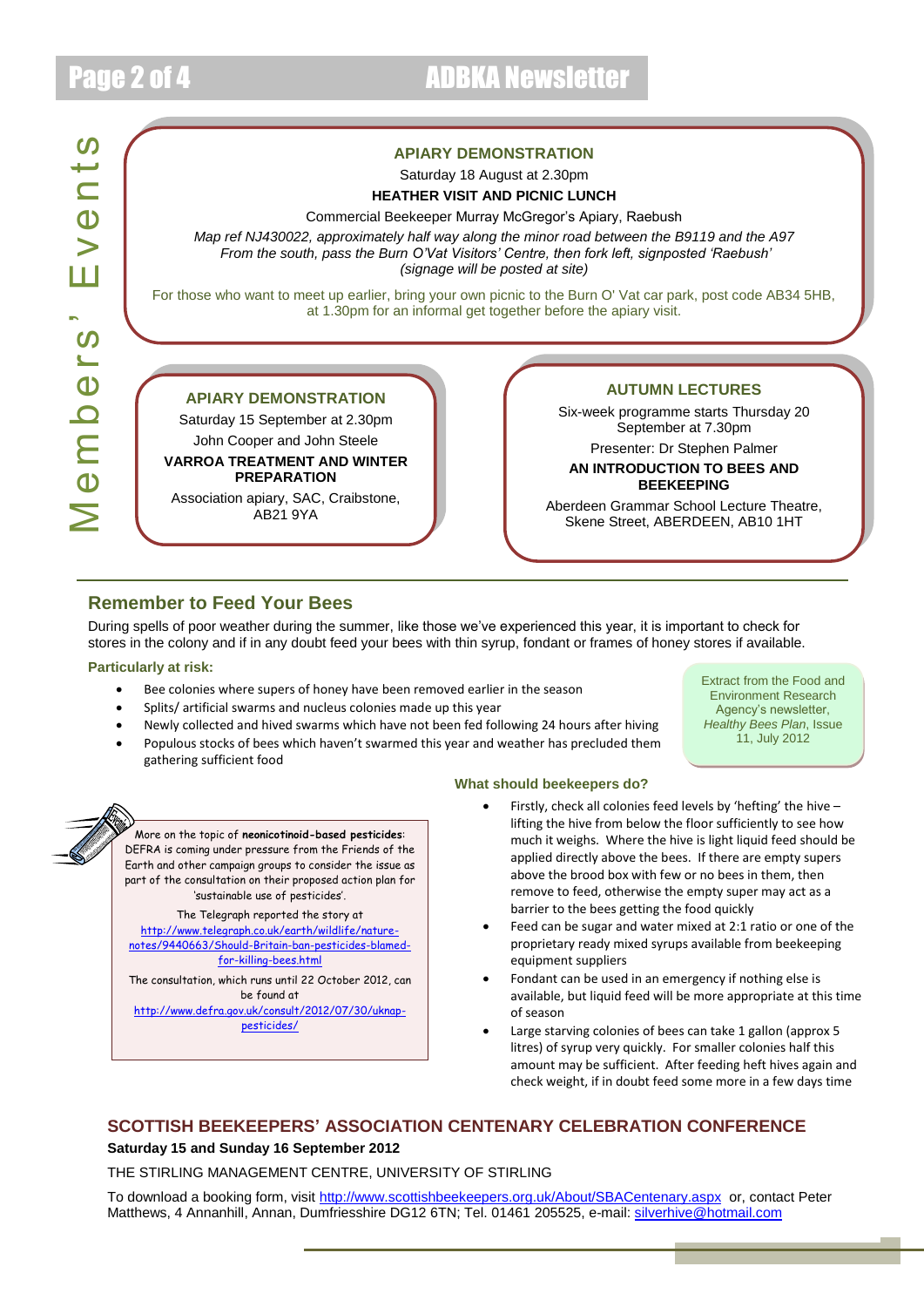# Members' Events

## APIARY DEMONSTRATION

Saturday 18 August at 2.30pm

**HEATHER VISIT AND PICNIC LUNCH**

Commercial Beekeeper Murray McGregor's Apiary, Raebush

*Map ref NJ430022, approximately half way along the minor road between the B9119 and the A97 From the south, pass the Burn O'Vat Visitors' Centre, then fork left, signposted 'Raebush' (signage will be posted at site)*

For those who want to meet up earlier, bring your own picnic to the Burn O' Vat car park, post code AB34 5HB, at 1.30pm for an informal get together before the apiary visit.

## APIARY DEMONSTRATION

Saturday 15 September at 2.30pm

John Cooper and John Steele

**VARROA TREATMENT AND WINTER PREPARATION**

Association apiary, SAC, Craibstone, AB21 9YA

## AUTUMN LECTURES

Six-week programme starts Thursday 20 September at 7.30pm

Presenter: Dr Stephen Palmer

**AN INTRODUCTION TO BEES AND BEEKEEPING**

Aberdeen Grammar School Lecture Theatre, Skene Street, ABERDEEN, AB10 1HT

---

## Remember to Feed Your Bees

During spells of poor weather during the summer, like those we've experienced this year, it is important to check for stores in the colony and if in any doubt feed your bees with thin syrup, fondant or frames of honey stores if available.

### Particularly at risk:

- Bee colonies where supers of honey have been removed earlier in the season
- Splits/ artificial swarms and nucleus colonies made up this year
- Newly collected and hived swarms which have not been fed following 24 hours after hiving
- Populous stocks of bees which haven't swarmed this year and weather has precluded them gathering sufficient food

Extract from the Food and Environment Research Agency's newsletter, *Healthy Bees Plan*, Issue 11, July 2012

### What should beekeepers do?

- Firstly, check all colonies feed levels by 'hefting' the hive – lifting the hive from below the floor sufficiently to see how much it weighs. Where the hive is light liquid feed should be applied directly above the bees. If there are empty supers above the brood box with few or no bees in them, then remove to feed, otherwise the empty super may act as a barrier to the bees getting the food quickly
- Feed can be sugar and water mixed at 2:1 ratio or one of the proprietary ready mixed syrups available from beekeeping equipment suppliers
- Fondant can be used in an emergency if nothing else is available, but liquid feed will be more appropriate at this time of season
- Large starving colonies of bees can take 1 gallon (approx 5 litres) of syrup very quickly. For smaller colonies half this amount may be sufficient. After feeding heft hives again and check weight, if in doubt feed some more in a few days time

More on the topic of **neonicotinoid-based pesticides**: DEFRA is coming under pressure from the Friends of the Earth and other campaign groups to consider the issue as part of the consultation on their proposed action plan for 'sustainable use of pesticides'.

The Telegraph reported the story at http://www.telegraph.co.uk/earth/wildlife/nature-notes/9440663/Should-Britain-ban-pesticides-blamed-for-killing-bees.html

The consultation, which runs until 22 October 2012, can be found at http://www.defra.gov.uk/consult/2012/07/30/uknap-pesticides/

## SCOTTISH BEEKEEPERS' ASSOCIATION CENTENARY CELEBRATION CONFERENCE

**Saturday 15 and Sunday 16 September 2012**

THE STIRLING MANAGEMENT CENTRE, UNIVERSITY OF STIRLING

To download a booking form, visit http://www.scottishbeekeepers.org.uk/About/SBACentenary.aspx or, contact Peter Matthews, 4 Annanhill, Annan, Dumfriesshire DG12 6TN; Tel. 01461 205525, e-mail: silverhive@hotmail.com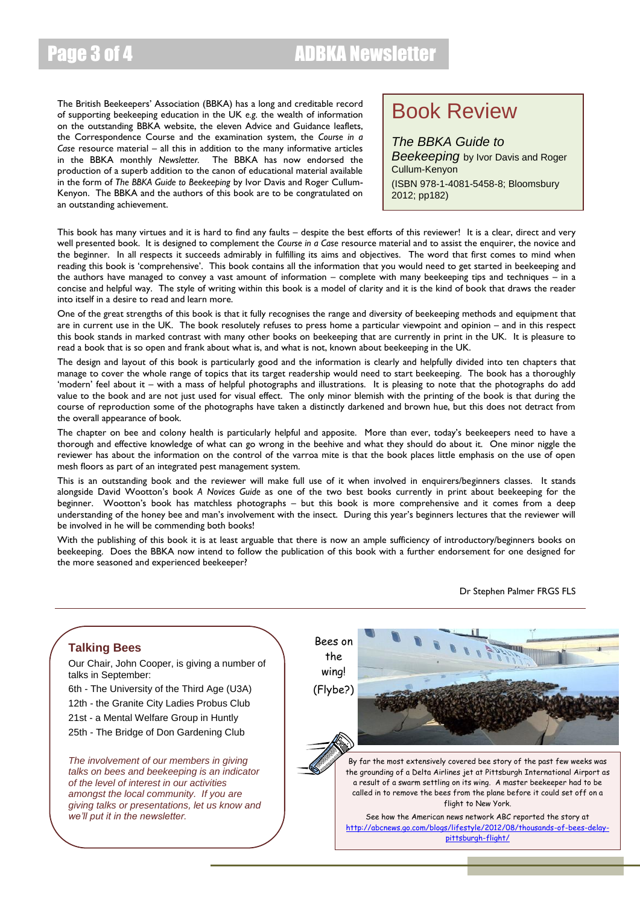# Book Review

*The BBKA Guide to Beekeeping* by Ivor Davis and Roger Cullum-Kenyon

(ISBN 978-1-4081-5458-8; Bloomsbury 2012; pp182)

The British Beekeepers' Association (BBKA) has a long and creditable record of supporting beekeeping education in the UK *e.g.* the wealth of information on the outstanding BBKA website, the eleven Advice and Guidance leaflets, the Correspondence Course and the examination system, the *Course in a Case* resource material – all this in addition to the many informative articles in the BBKA monthly *Newsletter*. The BBKA has now endorsed the production of a superb addition to the canon of educational material available in the form of *The BBKA Guide to Beekeeping* by Ivor Davis and Roger Cullum-Kenyon. The BBKA and the authors of this book are to be congratulated on an outstanding achievement.

This book has many virtues and it is hard to find any faults – despite the best efforts of this reviewer! It is a clear, direct and very well presented book. It is designed to complement the *Course in a Case* resource material and to assist the enquirer, the novice and the beginner. In all respects it succeeds admirably in fulfilling its aims and objectives. The word that first comes to mind when reading this book is 'comprehensive'. This book contains all the information that you would need to get started in beekeeping and the authors have managed to convey a vast amount of information – complete with many beekeeping tips and techniques – in a concise and helpful way. The style of writing within this book is a model of clarity and it is the kind of book that draws the reader into itself in a desire to read and learn more.

One of the great strengths of this book is that it fully recognises the range and diversity of beekeeping methods and equipment that are in current use in the UK. The book resolutely refuses to press home a particular viewpoint and opinion – and in this respect this book stands in marked contrast with many other books on beekeeping that are currently in print in the UK. It is pleasure to read a book that is so open and frank about what is, and what is not, known about beekeeping in the UK.

The design and layout of this book is particularly good and the information is clearly and helpfully divided into ten chapters that manage to cover the wide range of topics that its target readership would need to start beekeeping. The book has a thoroughly 'modern' feel about it – with a mass of helpful photographs and illustrations. It is pleasing to note that the photographs do add value to the book and are not just used for visual effect. The only minor blemish with the printing of the book is that during the course of reproduction some of the photographs have taken a distinctly darkened and brown hue, but this does not detract from the overall appearance of book.

The chapter on bee and colony health is particularly helpful and apposite. More than ever, today's beekeepers need to have a thorough and effective knowledge of what can go wrong in the beehive and what they should do about it. One minor niggle the reviewer has about the information on the control of the varroa mite is that the book places little emphasis on the use of open mesh floors as part of an integrated pest management system.

This is an outstanding book and the reviewer will make full use of it when involved in enquirers/beginners classes. It stands alongside David Wootton's book *A Novices Guide* as one of the two best books currently in print about beekeeping for the beginner. Wootton's book has matchless photographs – but this book is more comprehensive and it comes from a deep understanding of the honey bee and man's involvement with the insect. During this year's beginners lectures that the reviewer will be involved in he will be commending both books!

With the publishing of this book it is at least arguable that there is now an ample sufficiency of introductory/beginners books on beekeeping. Does the BBKA now intend to follow the publication of this book with a further endorsement for one designed for the more seasoned and experienced beekeeper?

Dr Stephen Palmer FRGS FLS

---

## Talking Bees

Our Chair, John Cooper, is giving a number of talks in September:

6th - The University of the Third Age (U3A)
12th - the Granite City Ladies Probus Club
21st - a Mental Welfare Group in Huntly
25th - The Bridge of Don Gardening Club

*The involvement of our members in giving talks on bees and beekeeping is an indicator of the level of interest in our activities amongst the local community. If you are giving talks or presentations, let us know and we'll put it in the newsletter.*

---

Bees on the wing! (Flybe?)

By far the most extensively covered bee story of the past few weeks was the grounding of a Delta Airlines jet at Pittsburgh International Airport as a result of a swarm settling on its wing. A master beekeeper had to be called in to remove the bees from the plane before it could set off on a flight to New York.

See how the American news network ABC reported the story at http://abcnews.go.com/blogs/lifestyle/2012/08/thousands-of-bees-delay-pittsburgh-flight/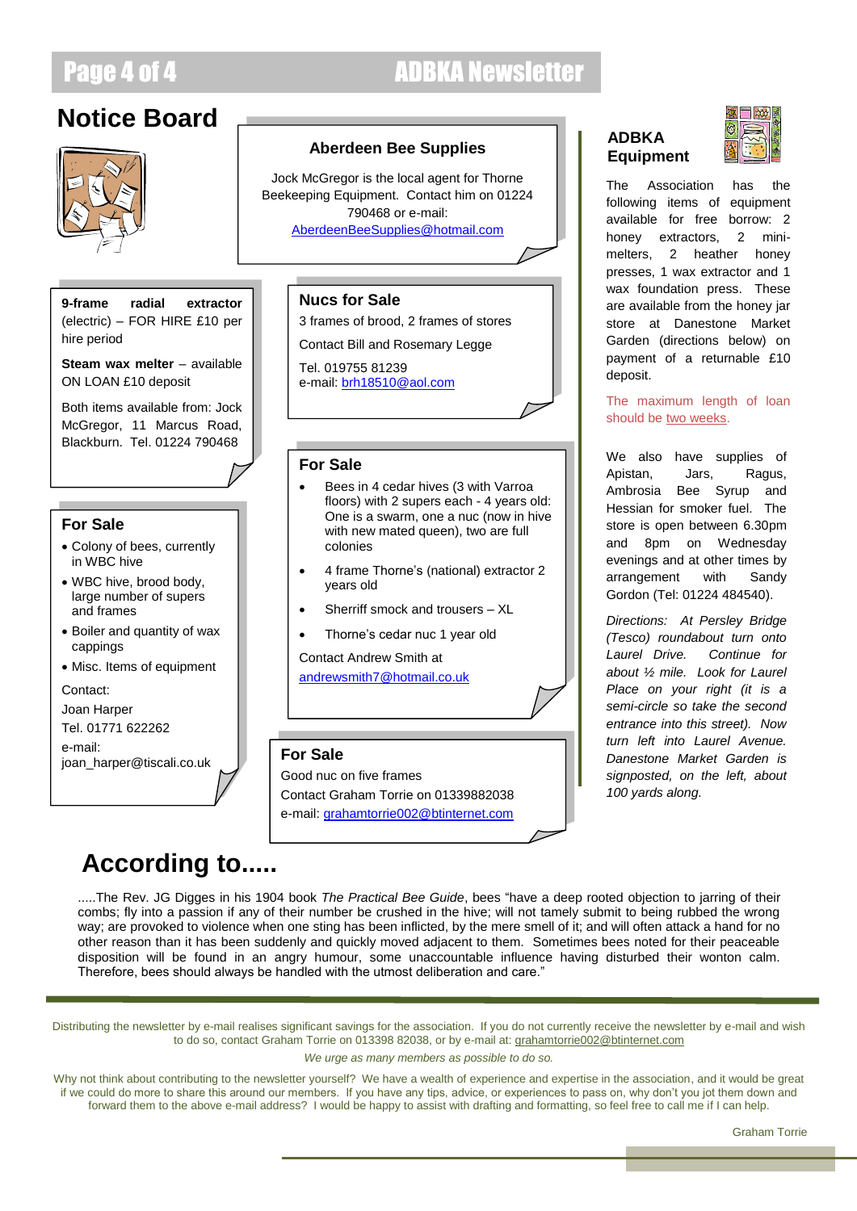# Notice Board

### Aberdeen Bee Supplies

Jock McGregor is the local agent for Thorne Beekeeping Equipment. Contact him on 01224 790468 or e-mail: AberdeenBeeSupplies@hotmail.com

**9-frame radial extractor** (electric) – FOR HIRE £10 per hire period

**Steam wax melter** – available ON LOAN £10 deposit

Both items available from: Jock McGregor, 11 Marcus Road, Blackburn. Tel. 01224 790468

### Nucs for Sale

3 frames of brood, 2 frames of stores

Contact Bill and Rosemary Legge

Tel. 019755 81239
e-mail: brh18510@aol.com

### For Sale

- Colony of bees, currently in WBC hive
- WBC hive, brood body, large number of supers and frames
- Boiler and quantity of wax cappings
- Misc. Items of equipment

Contact:
Joan Harper
Tel. 01771 622262
e-mail:
joan_harper@tiscali.co.uk

### For Sale

- Bees in 4 cedar hives (3 with Varroa floors) with 2 supers each - 4 years old: One is a swarm, one a nuc (now in hive with new mated queen), two are full colonies
- 4 frame Thorne's (national) extractor 2 years old
- Sherriff smock and trousers – XL
- Thorne's cedar nuc 1 year old

Contact Andrew Smith at
andrewsmith7@hotmail.co.uk

### For Sale

Good nuc on five frames
Contact Graham Torrie on 01339882038
e-mail: grahamtorrie002@btinternet.com

### ADBKA Equipment

The Association has the following items of equipment available for free borrow: 2 honey extractors, 2 mini-melters, 2 heather honey presses, 1 wax extractor and 1 wax foundation press. These are available from the honey jar store at Danestone Market Garden (directions below) on payment of a returnable £10 deposit.

The maximum length of loan should be two weeks.

We also have supplies of Apistan, Jars, Ragus, Ambrosia Bee Syrup and Hessian for smoker fuel. The store is open between 6.30pm and 8pm on Wednesday evenings and at other times by arrangement with Sandy Gordon (Tel: 01224 484540).

*Directions: At Persley Bridge (Tesco) roundabout turn onto Laurel Drive. Continue for about ½ mile. Look for Laurel Place on your right (it is a semi-circle so take the second entrance into this street). Now turn left into Laurel Avenue. Danestone Market Garden is signposted, on the left, about 100 yards along.*

# According to.....

.....The Rev. JG Digges in his 1904 book *The Practical Bee Guide*, bees "have a deep rooted objection to jarring of their combs; fly into a passion if any of their number be crushed in the hive; will not tamely submit to being rubbed the wrong way; are provoked to violence when one sting has been inflicted, by the mere smell of it; and will often attack a hand for no other reason than it has been suddenly and quickly moved adjacent to them. Sometimes bees noted for their peaceable disposition will be found in an angry humour, some unaccountable influence having disturbed their wonton calm. Therefore, bees should always be handled with the utmost deliberation and care."

---

Distributing the newsletter by e-mail realises significant savings for the association. If you do not currently receive the newsletter by e-mail and wish to do so, contact Graham Torrie on 013398 82038, or by e-mail at: grahamtorrie002@btinternet.com

*We urge as many members as possible to do so.*

Why not think about contributing to the newsletter yourself? We have a wealth of experience and expertise in the association, and it would be great if we could do more to share this around our members. If you have any tips, advice, or experiences to pass on, why don't you jot them down and forward them to the above e-mail address? I would be happy to assist with drafting and formatting, so feel free to call me if I can help.

Graham Torrie